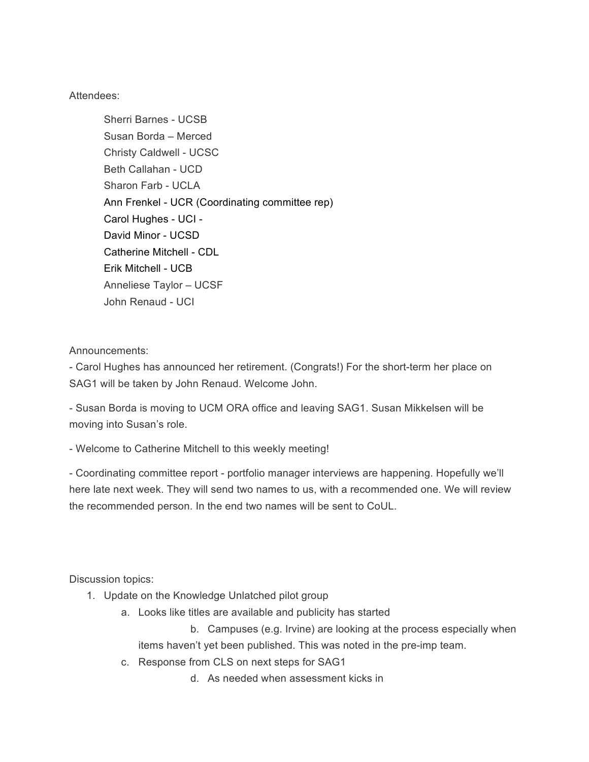Attendees:

Sherri Barnes - UCSB
Susan Borda – Merced
Christy Caldwell - UCSC
Beth Callahan - UCD
Sharon Farb - UCLA
Ann Frenkel - UCR (Coordinating committee rep)
Carol Hughes - UCI -
David Minor - UCSD
Catherine Mitchell - CDL
Erik Mitchell - UCB
Anneliese Taylor – UCSF
John Renaud - UCI

Announcements:

- Carol Hughes has announced her retirement. (Congrats!) For the short-term her place on SAG1 will be taken by John Renaud. Welcome John.

- Susan Borda is moving to UCM ORA office and leaving SAG1. Susan Mikkelsen will be moving into Susan's role.

- Welcome to Catherine Mitchell to this weekly meeting!

- Coordinating committee report - portfolio manager interviews are happening. Hopefully we'll here late next week. They will send two names to us, with a recommended one. We will review the recommended person. In the end two names will be sent to CoUL.

Discussion topics:

1. Update on the Knowledge Unlatched pilot group
    a. Looks like titles are available and publicity has started
    b. Campuses (e.g. Irvine) are looking at the process especially when items haven't yet been published. This was noted in the pre-imp team.
    c. Response from CLS on next steps for SAG1
    d. As needed when assessment kicks in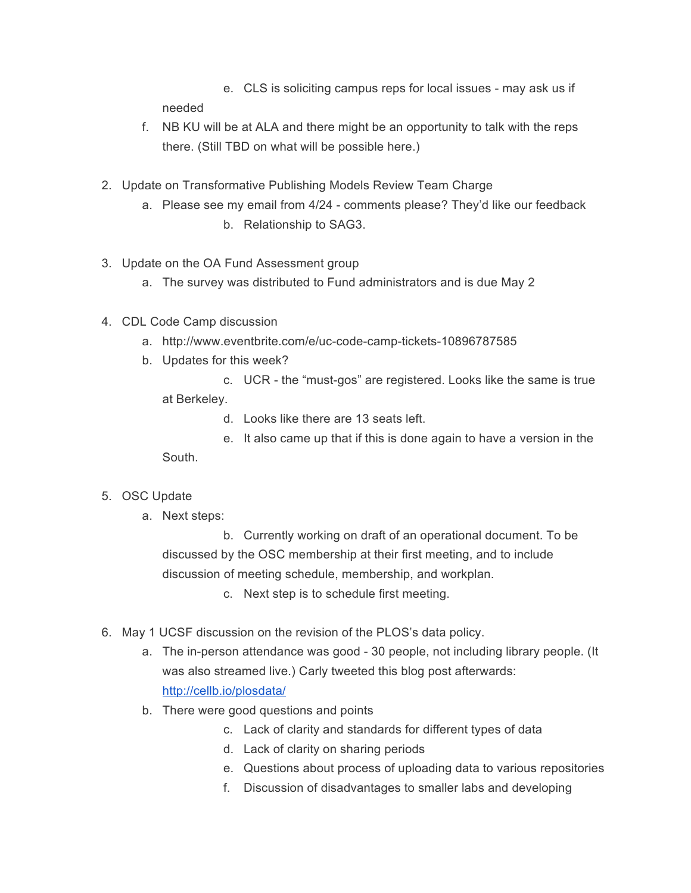e. CLS is soliciting campus reps for local issues - may ask us if needed
  f. NB KU will be at ALA and there might be an opportunity to talk with the reps there. (Still TBD on what will be possible here.)

2. Update on Transformative Publishing Models Review Team Charge
   a. Please see my email from 4/24 - comments please? They'd like our feedback
      b. Relationship to SAG3.

3. Update on the OA Fund Assessment group
   a. The survey was distributed to Fund administrators and is due May 2

4. CDL Code Camp discussion
   a. http://www.eventbrite.com/e/uc-code-camp-tickets-10896787585
   b. Updates for this week?
      c. UCR - the "must-gos" are registered. Looks like the same is true at Berkeley.
      d. Looks like there are 13 seats left.
      e. It also came up that if this is done again to have a version in the South.

5. OSC Update
   a. Next steps:
      b. Currently working on draft of an operational document. To be discussed by the OSC membership at their first meeting, and to include discussion of meeting schedule, membership, and workplan.
      c. Next step is to schedule first meeting.

6. May 1 UCSF discussion on the revision of the PLOS's data policy.
   a. The in-person attendance was good - 30 people, not including library people. (It was also streamed live.) Carly tweeted this blog post afterwards: http://cellb.io/plosdata/
   b. There were good questions and points
      c. Lack of clarity and standards for different types of data
      d. Lack of clarity on sharing periods
      e. Questions about process of uploading data to various repositories
      f. Discussion of disadvantages to smaller labs and developing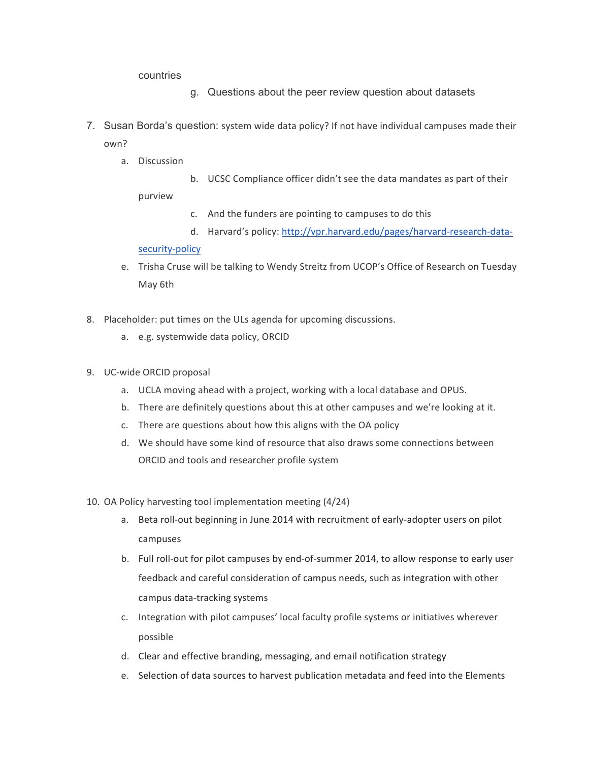countries

g. Questions about the peer review question about datasets

7. Susan Borda's question: system wide data policy? If not have individual campuses made their own?
    a. Discussion
    b. UCSC Compliance officer didn't see the data mandates as part of their purview
    c. And the funders are pointing to campuses to do this
    d. Harvard's policy: [http://vpr.harvard.edu/pages/harvard-research-data-security-policy](http://vpr.harvard.edu/pages/harvard-research-data-security-policy)
    e. Trisha Cruse will be talking to Wendy Streitz from UCOP's Office of Research on Tuesday May 6th

8. Placeholder: put times on the ULs agenda for upcoming discussions.
    a. e.g. systemwide data policy, ORCID

9. UC-wide ORCID proposal
    a. UCLA moving ahead with a project, working with a local database and OPUS.
    b. There are definitely questions about this at other campuses and we're looking at it.
    c. There are questions about how this aligns with the OA policy
    d. We should have some kind of resource that also draws some connections between ORCID and tools and researcher profile system

10. OA Policy harvesting tool implementation meeting (4/24)
    a. Beta roll-out beginning in June 2014 with recruitment of early-adopter users on pilot campuses
    b. Full roll-out for pilot campuses by end-of-summer 2014, to allow response to early user feedback and careful consideration of campus needs, such as integration with other campus data-tracking systems
    c. Integration with pilot campuses' local faculty profile systems or initiatives wherever possible
    d. Clear and effective branding, messaging, and email notification strategy
    e. Selection of data sources to harvest publication metadata and feed into the Elements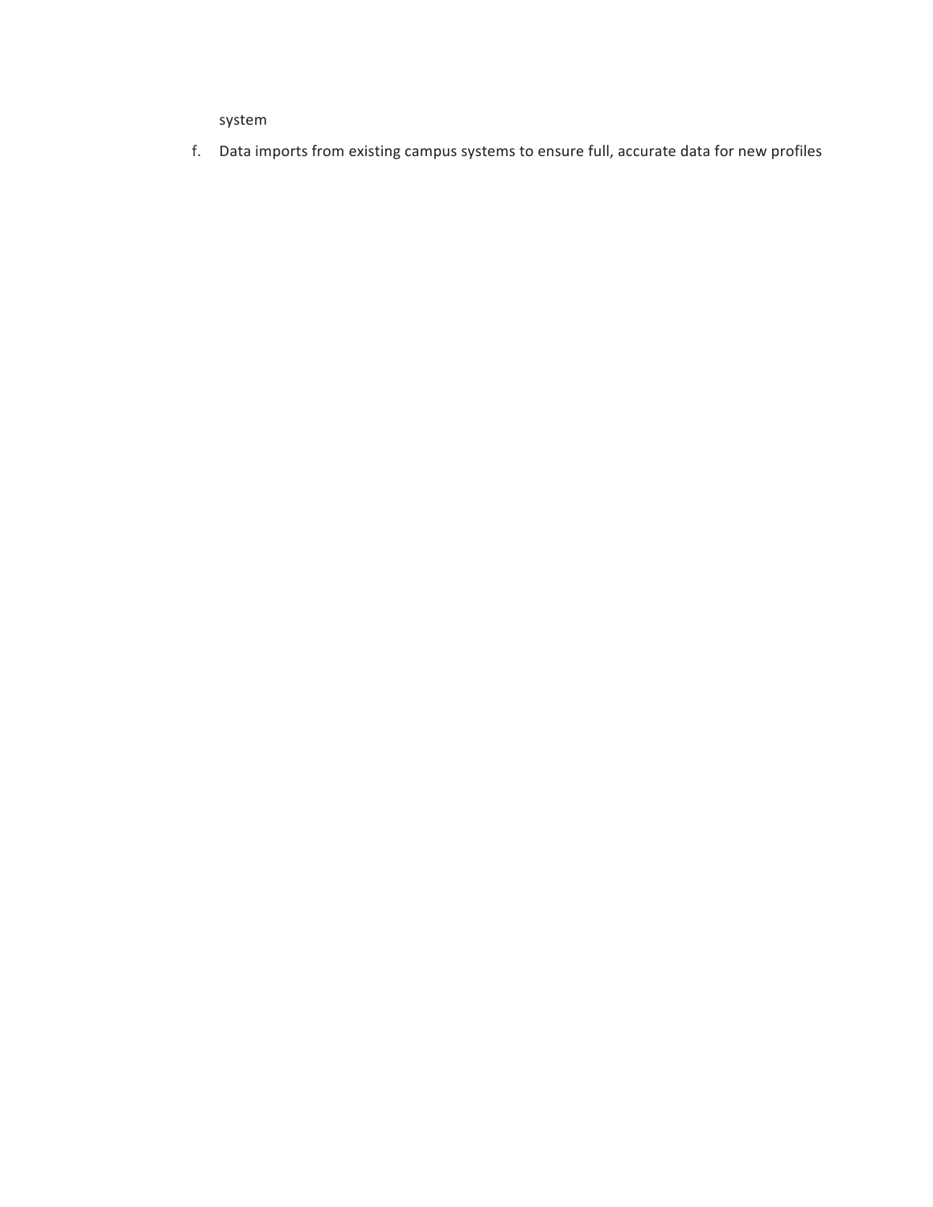system

f. Data imports from existing campus systems to ensure full, accurate data for new profiles